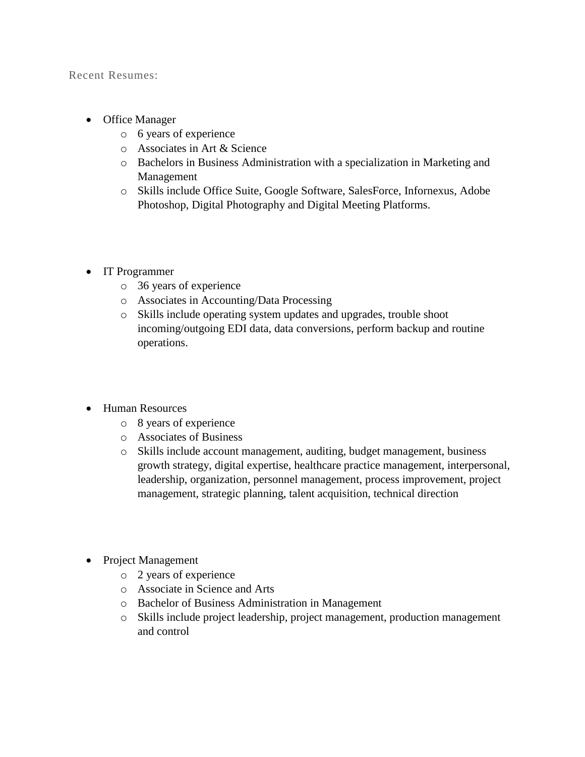Recent Resumes:

- Office Manager
  - 6 years of experience
  - Associates in Art & Science
  - Bachelors in Business Administration with a specialization in Marketing and Management
  - Skills include Office Suite, Google Software, SalesForce, Infornexus, Adobe Photoshop, Digital Photography and Digital Meeting Platforms.

- IT Programmer
  - 36 years of experience
  - Associates in Accounting/Data Processing
  - Skills include operating system updates and upgrades, trouble shoot incoming/outgoing EDI data, data conversions, perform backup and routine operations.

- Human Resources
  - 8 years of experience
  - Associates of Business
  - Skills include account management, auditing, budget management, business growth strategy, digital expertise, healthcare practice management, interpersonal, leadership, organization, personnel management, process improvement, project management, strategic planning, talent acquisition, technical direction

- Project Management
  - 2 years of experience
  - Associate in Science and Arts
  - Bachelor of Business Administration in Management
  - Skills include project leadership, project management, production management and control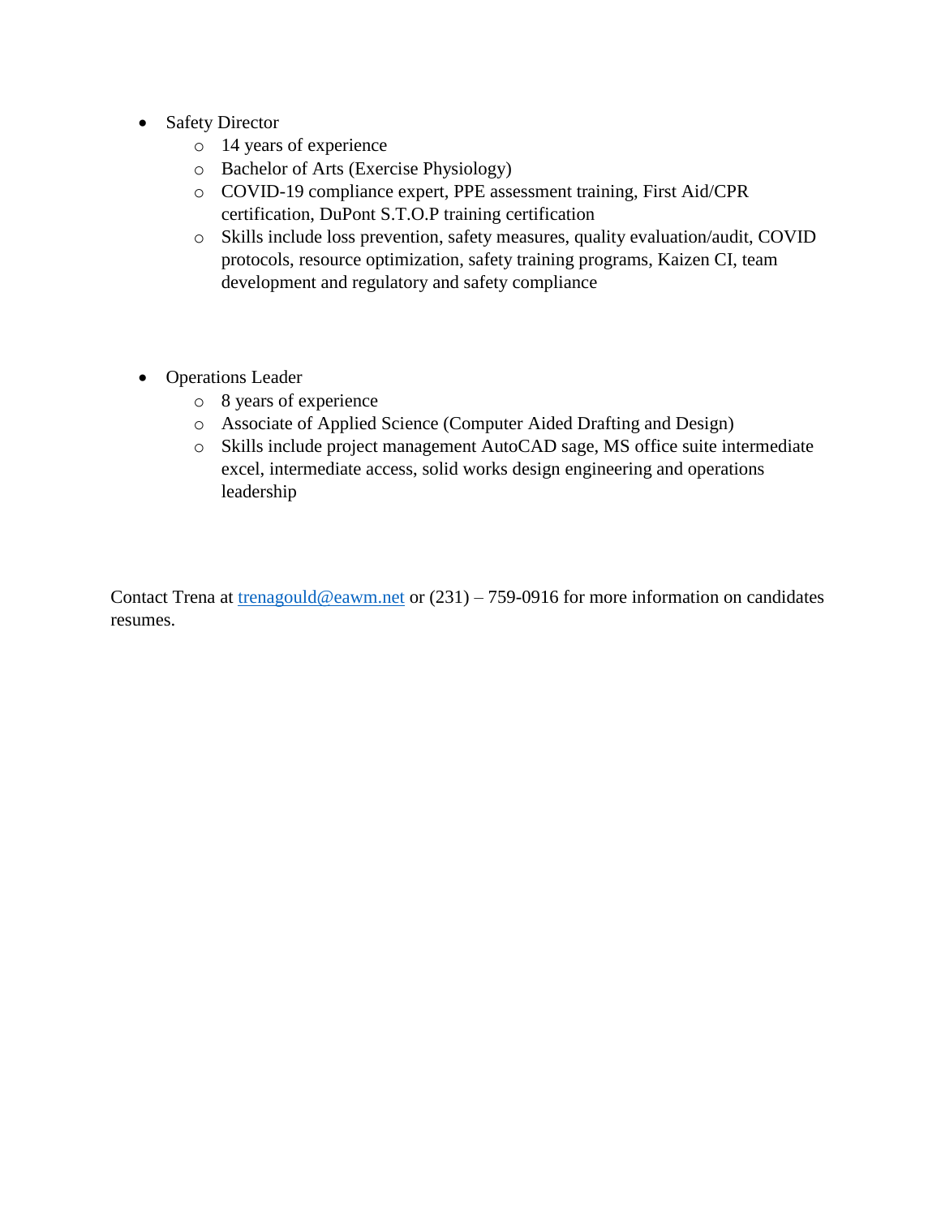- Safety Director
  - 14 years of experience
  - Bachelor of Arts (Exercise Physiology)
  - COVID-19 compliance expert, PPE assessment training, First Aid/CPR certification, DuPont S.T.O.P training certification
  - Skills include loss prevention, safety measures, quality evaluation/audit, COVID protocols, resource optimization, safety training programs, Kaizen CI, team development and regulatory and safety compliance

- Operations Leader
  - 8 years of experience
  - Associate of Applied Science (Computer Aided Drafting and Design)
  - Skills include project management AutoCAD sage, MS office suite intermediate excel, intermediate access, solid works design engineering and operations leadership

Contact Trena at [trenagould@eawm.net](mailto:trenagould@eawm.net) or (231) – 759-0916 for more information on candidates resumes.